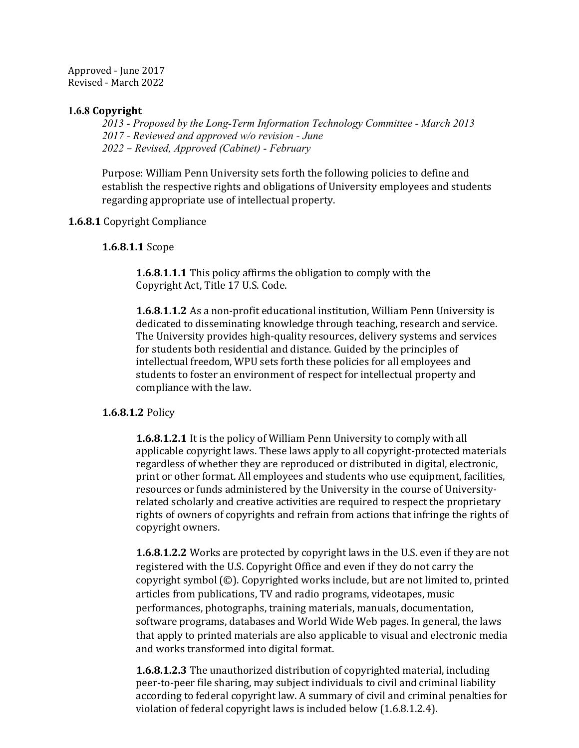Approved - June 2017
Revised - March 2022

## 1.6.8 Copyright

*2013 - Proposed by the Long-Term Information Technology Committee - March 2013*
*2017 - Reviewed and approved w/o revision - June*
*2022 – Revised, Approved (Cabinet) - February*

Purpose: William Penn University sets forth the following policies to define and establish the respective rights and obligations of University employees and students regarding appropriate use of intellectual property.

### **1.6.8.1** Copyright Compliance

#### **1.6.8.1.1** Scope

**1.6.8.1.1.1** This policy affirms the obligation to comply with the Copyright Act, Title 17 U.S. Code.

**1.6.8.1.1.2** As a non-profit educational institution, William Penn University is dedicated to disseminating knowledge through teaching, research and service. The University provides high-quality resources, delivery systems and services for students both residential and distance. Guided by the principles of intellectual freedom, WPU sets forth these policies for all employees and students to foster an environment of respect for intellectual property and compliance with the law.

#### **1.6.8.1.2** Policy

**1.6.8.1.2.1** It is the policy of William Penn University to comply with all applicable copyright laws. These laws apply to all copyright-protected materials regardless of whether they are reproduced or distributed in digital, electronic, print or other format. All employees and students who use equipment, facilities, resources or funds administered by the University in the course of University-related scholarly and creative activities are required to respect the proprietary rights of owners of copyrights and refrain from actions that infringe the rights of copyright owners.

**1.6.8.1.2.2** Works are protected by copyright laws in the U.S. even if they are not registered with the U.S. Copyright Office and even if they do not carry the copyright symbol (©). Copyrighted works include, but are not limited to, printed articles from publications, TV and radio programs, videotapes, music performances, photographs, training materials, manuals, documentation, software programs, databases and World Wide Web pages. In general, the laws that apply to printed materials are also applicable to visual and electronic media and works transformed into digital format.

**1.6.8.1.2.3** The unauthorized distribution of copyrighted material, including peer-to-peer file sharing, may subject individuals to civil and criminal liability according to federal copyright law. A summary of civil and criminal penalties for violation of federal copyright laws is included below (1.6.8.1.2.4).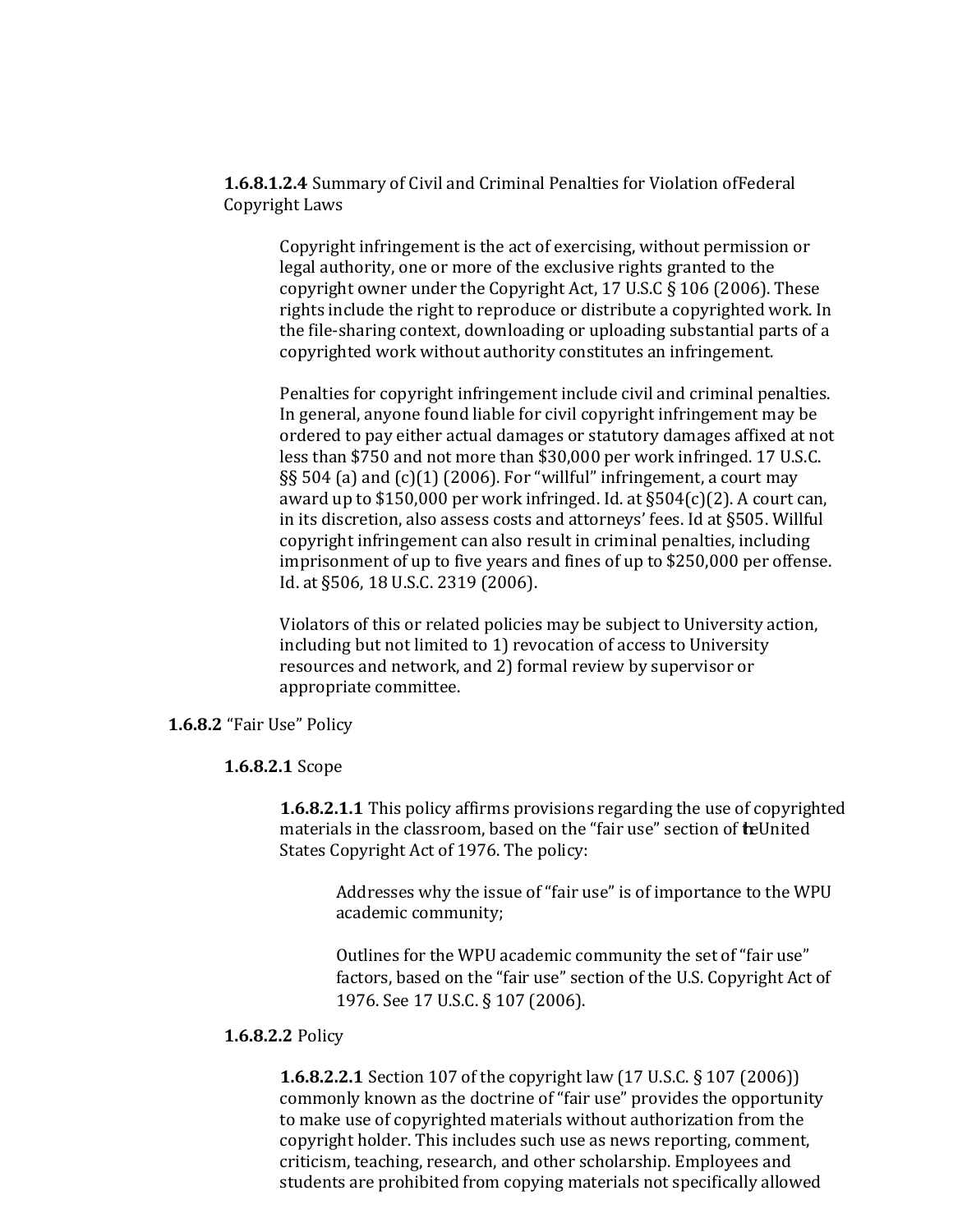**1.6.8.1.2.4** Summary of Civil and Criminal Penalties for Violation ofFederal Copyright Laws

Copyright infringement is the act of exercising, without permission or legal authority, one or more of the exclusive rights granted to the copyright owner under the Copyright Act, 17 U.S.C § 106 (2006). These rights include the right to reproduce or distribute a copyrighted work. In the file-sharing context, downloading or uploading substantial parts of a copyrighted work without authority constitutes an infringement.

Penalties for copyright infringement include civil and criminal penalties. In general, anyone found liable for civil copyright infringement may be ordered to pay either actual damages or statutory damages affixed at not less than $750 and not more than $30,000 per work infringed. 17 U.S.C. §§ 504 (a) and (c)(1) (2006). For "willful" infringement, a court may award up to $150,000 per work infringed. Id. at §504(c)(2). A court can, in its discretion, also assess costs and attorneys' fees. Id at §505. Willful copyright infringement can also result in criminal penalties, including imprisonment of up to five years and fines of up to $250,000 per offense. Id. at §506, 18 U.S.C. 2319 (2006).

Violators of this or related policies may be subject to University action, including but not limited to 1) revocation of access to University resources and network, and 2) formal review by supervisor or appropriate committee.

**1.6.8.2** "Fair Use" Policy

**1.6.8.2.1** Scope

**1.6.8.2.1.1** This policy affirms provisions regarding the use of copyrighted materials in the classroom, based on the "fair use" section of theUnited States Copyright Act of 1976. The policy:

Addresses why the issue of "fair use" is of importance to the WPU academic community;

Outlines for the WPU academic community the set of "fair use" factors, based on the "fair use" section of the U.S. Copyright Act of 1976. See 17 U.S.C. § 107 (2006).

**1.6.8.2.2** Policy

**1.6.8.2.2.1** Section 107 of the copyright law (17 U.S.C. § 107 (2006)) commonly known as the doctrine of "fair use" provides the opportunity to make use of copyrighted materials without authorization from the copyright holder. This includes such use as news reporting, comment, criticism, teaching, research, and other scholarship. Employees and students are prohibited from copying materials not specifically allowed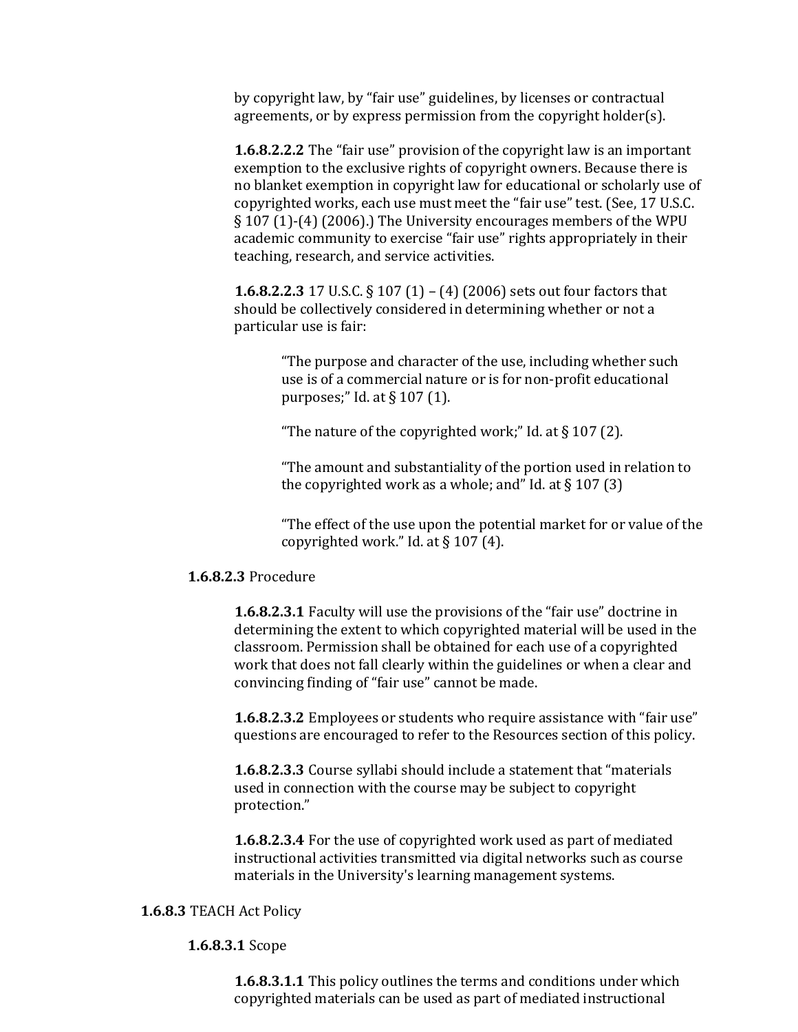by copyright law, by “fair use” guidelines, by licenses or contractual agreements, or by express permission from the copyright holder(s).

**1.6.8.2.2.2** The “fair use” provision of the copyright law is an important exemption to the exclusive rights of copyright owners. Because there is no blanket exemption in copyright law for educational or scholarly use of copyrighted works, each use must meet the “fair use” test. (See, 17 U.S.C. § 107 (1)-(4) (2006).) The University encourages members of the WPU academic community to exercise “fair use” rights appropriately in their teaching, research, and service activities.

**1.6.8.2.2.3** 17 U.S.C. § 107 (1) – (4) (2006) sets out four factors that should be collectively considered in determining whether or not a particular use is fair:

> “The purpose and character of the use, including whether such use is of a commercial nature or is for non-profit educational purposes;” Id. at § 107 (1).
>
> “The nature of the copyrighted work;” Id. at § 107 (2).
>
> “The amount and substantiality of the portion used in relation to the copyrighted work as a whole; and” Id. at § 107 (3)
>
> “The effect of the use upon the potential market for or value of the copyrighted work.” Id. at § 107 (4).

**1.6.8.2.3** Procedure

**1.6.8.2.3.1** Faculty will use the provisions of the “fair use” doctrine in determining the extent to which copyrighted material will be used in the classroom. Permission shall be obtained for each use of a copyrighted work that does not fall clearly within the guidelines or when a clear and convincing finding of “fair use” cannot be made.

**1.6.8.2.3.2** Employees or students who require assistance with “fair use” questions are encouraged to refer to the Resources section of this policy.

**1.6.8.2.3.3** Course syllabi should include a statement that “materials used in connection with the course may be subject to copyright protection.”

**1.6.8.2.3.4** For the use of copyrighted work used as part of mediated instructional activities transmitted via digital networks such as course materials in the University's learning management systems.

**1.6.8.3** TEACH Act Policy

**1.6.8.3.1** Scope

**1.6.8.3.1.1** This policy outlines the terms and conditions under which copyrighted materials can be used as part of mediated instructional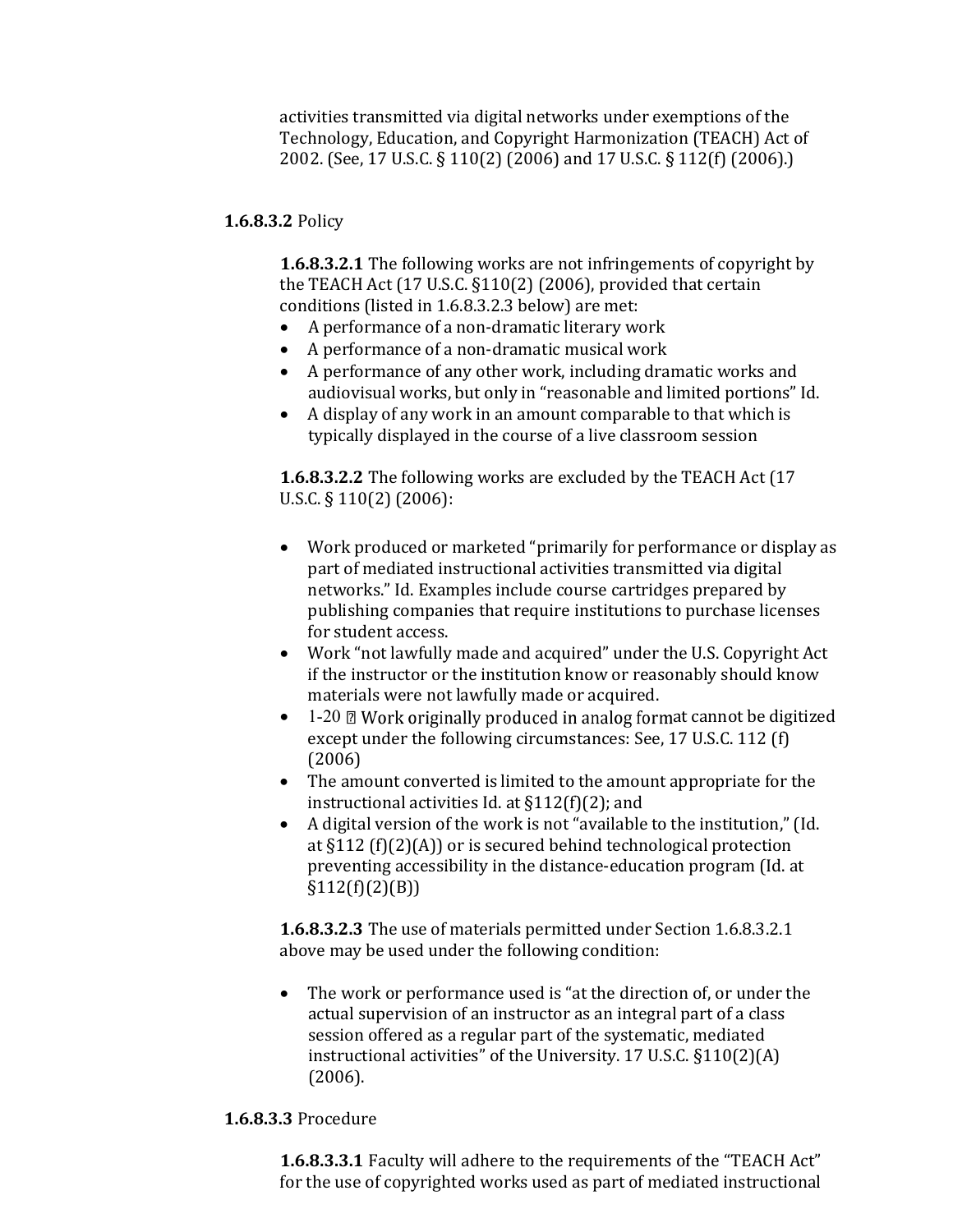activities transmitted via digital networks under exemptions of the Technology, Education, and Copyright Harmonization (TEACH) Act of 2002. (See, 17 U.S.C. § 110(2) (2006) and 17 U.S.C. § 112(f) (2006).)

**1.6.8.3.2** Policy

**1.6.8.3.2.1** The following works are not infringements of copyright by the TEACH Act (17 U.S.C. §110(2) (2006), provided that certain conditions (listed in 1.6.8.3.2.3 below) are met:

- A performance of a non-dramatic literary work
- A performance of a non-dramatic musical work
- A performance of any other work, including dramatic works and audiovisual works, but only in "reasonable and limited portions" Id.
- A display of any work in an amount comparable to that which is typically displayed in the course of a live classroom session

**1.6.8.3.2.2** The following works are excluded by the TEACH Act (17 U.S.C. § 110(2) (2006):

- Work produced or marketed "primarily for performance or display as part of mediated instructional activities transmitted via digital networks." Id. Examples include course cartridges prepared by publishing companies that require institutions to purchase licenses for student access.
- Work "not lawfully made and acquired" under the U.S. Copyright Act if the instructor or the institution know or reasonably should know materials were not lawfully made or acquired.
- 1-20 ⍰ Work originally produced in analog format cannot be digitized except under the following circumstances: See, 17 U.S.C. 112 (f) (2006)
- The amount converted is limited to the amount appropriate for the instructional activities Id. at §112(f)(2); and
- A digital version of the work is not "available to the institution," (Id. at §112 (f)(2)(A)) or is secured behind technological protection preventing accessibility in the distance-education program (Id. at §112(f)(2)(B))

**1.6.8.3.2.3** The use of materials permitted under Section 1.6.8.3.2.1 above may be used under the following condition:

- The work or performance used is "at the direction of, or under the actual supervision of an instructor as an integral part of a class session offered as a regular part of the systematic, mediated instructional activities" of the University. 17 U.S.C. §110(2)(A) (2006).

**1.6.8.3.3** Procedure

**1.6.8.3.3.1** Faculty will adhere to the requirements of the "TEACH Act" for the use of copyrighted works used as part of mediated instructional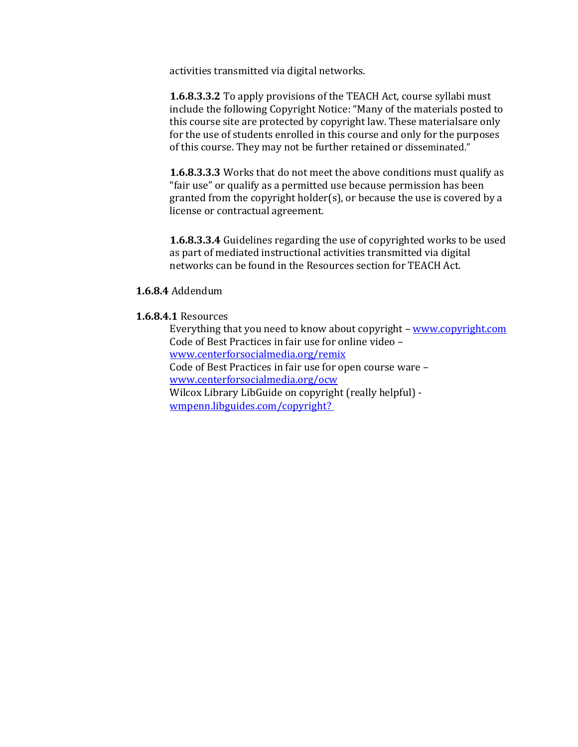activities transmitted via digital networks.

**1.6.8.3.3.2** To apply provisions of the TEACH Act, course syllabi must include the following Copyright Notice: "Many of the materials posted to this course site are protected by copyright law. These materialsare only for the use of students enrolled in this course and only for the purposes of this course. They may not be further retained or disseminated."

**1.6.8.3.3.3** Works that do not meet the above conditions must qualify as "fair use" or qualify as a permitted use because permission has been granted from the copyright holder(s), or because the use is covered by a license or contractual agreement.

**1.6.8.3.3.4** Guidelines regarding the use of copyrighted works to be used as part of mediated instructional activities transmitted via digital networks can be found in the Resources section for TEACH Act.

**1.6.8.4** Addendum

**1.6.8.4.1** Resources

Everything that you need to know about copyright – [www.copyright.com](www.copyright.com)
Code of Best Practices in fair use for online video – [www.centerforsocialmedia.org/remix](www.centerforsocialmedia.org/remix)
Code of Best Practices in fair use for open course ware – [www.centerforsocialmedia.org/ocw](www.centerforsocialmedia.org/ocw)
Wilcox Library LibGuide on copyright (really helpful) - [wmpenn.libguides.com/copyright?](wmpenn.libguides.com/copyright?)